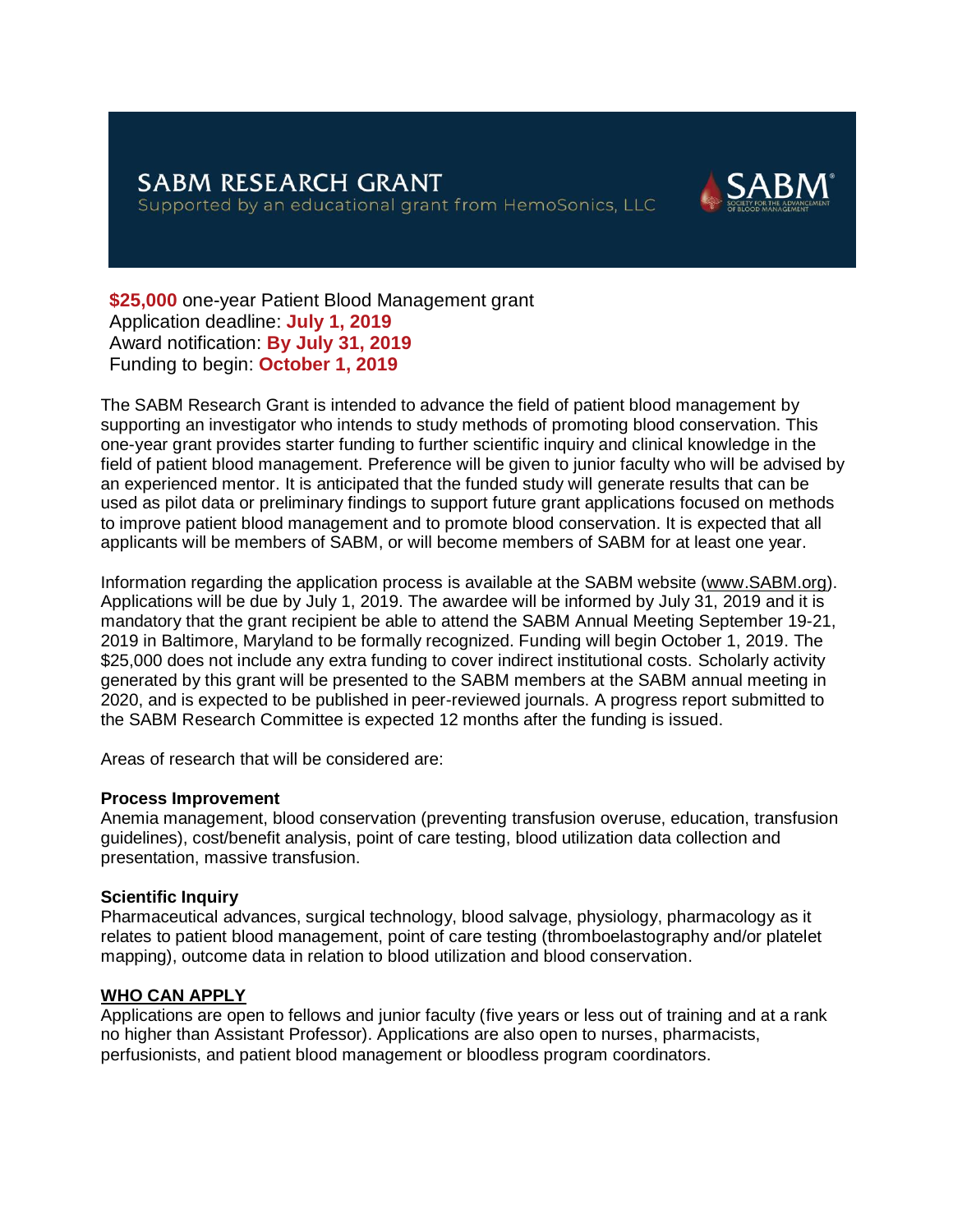# SABM RESEARCH GRANT

Supported by an educational grant from HemoSonics, LLC

**$25,000** one-year Patient Blood Management grant
Application deadline: **July 1, 2019**
Award notification: **By July 31, 2019**
Funding to begin: **October 1, 2019**

The SABM Research Grant is intended to advance the field of patient blood management by supporting an investigator who intends to study methods of promoting blood conservation. This one-year grant provides starter funding to further scientific inquiry and clinical knowledge in the field of patient blood management. Preference will be given to junior faculty who will be advised by an experienced mentor. It is anticipated that the funded study will generate results that can be used as pilot data or preliminary findings to support future grant applications focused on methods to improve patient blood management and to promote blood conservation. It is expected that all applicants will be members of SABM, or will become members of SABM for at least one year.

Information regarding the application process is available at the SABM website (www.SABM.org). Applications will be due by July 1, 2019. The awardee will be informed by July 31, 2019 and it is mandatory that the grant recipient be able to attend the SABM Annual Meeting September 19-21, 2019 in Baltimore, Maryland to be formally recognized. Funding will begin October 1, 2019. The $25,000 does not include any extra funding to cover indirect institutional costs. Scholarly activity generated by this grant will be presented to the SABM members at the SABM annual meeting in 2020, and is expected to be published in peer-reviewed journals. A progress report submitted to the SABM Research Committee is expected 12 months after the funding is issued.

Areas of research that will be considered are:

**Process Improvement**
Anemia management, blood conservation (preventing transfusion overuse, education, transfusion guidelines), cost/benefit analysis, point of care testing, blood utilization data collection and presentation, massive transfusion.

**Scientific Inquiry**
Pharmaceutical advances, surgical technology, blood salvage, physiology, pharmacology as it relates to patient blood management, point of care testing (thromboelastography and/or platelet mapping), outcome data in relation to blood utilization and blood conservation.

**WHO CAN APPLY**
Applications are open to fellows and junior faculty (five years or less out of training and at a rank no higher than Assistant Professor). Applications are also open to nurses, pharmacists, perfusionists, and patient blood management or bloodless program coordinators.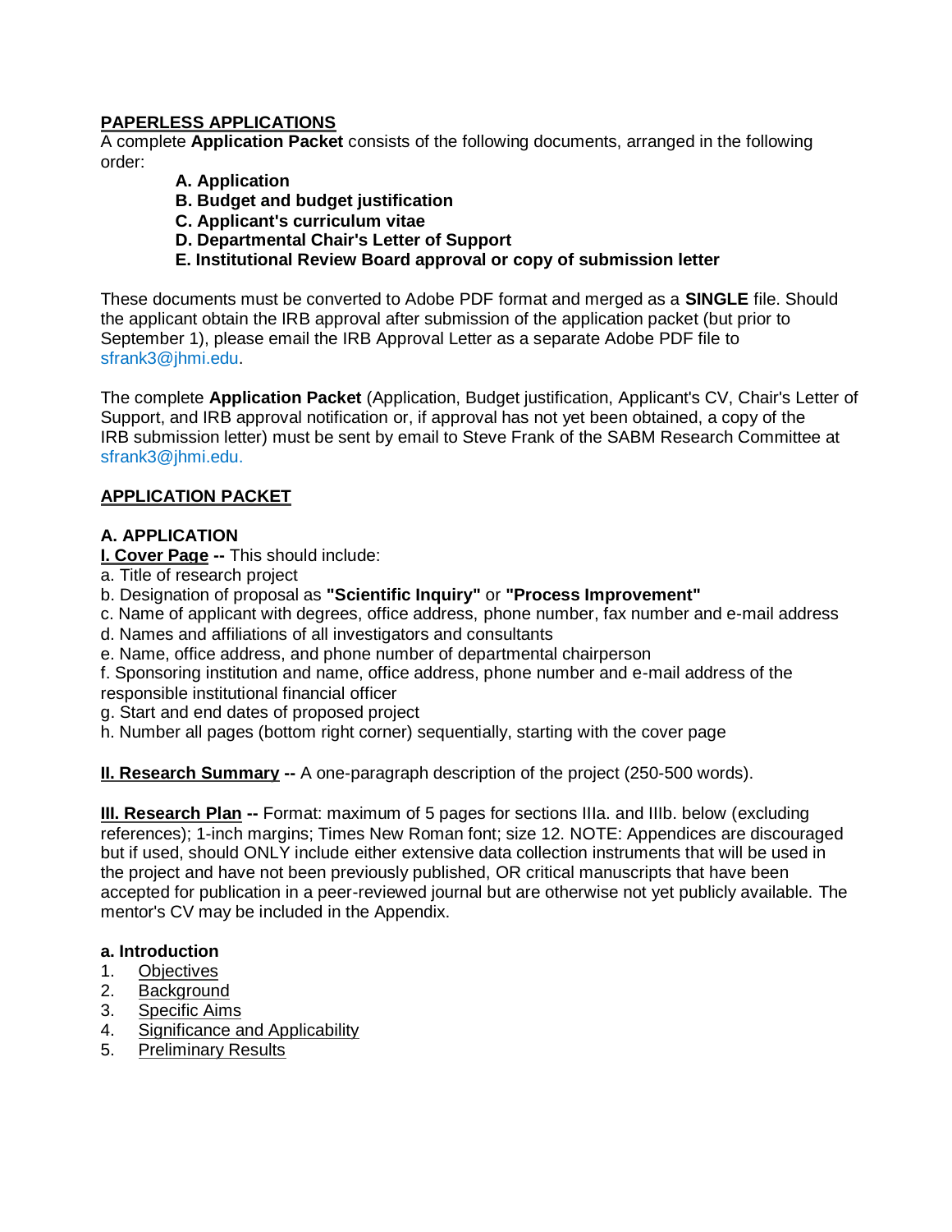## PAPERLESS APPLICATIONS

A complete **Application Packet** consists of the following documents, arranged in the following order:

- **A. Application**
- **B. Budget and budget justification**
- **C. Applicant's curriculum vitae**
- **D. Departmental Chair's Letter of Support**
- **E. Institutional Review Board approval or copy of submission letter**

These documents must be converted to Adobe PDF format and merged as a **SINGLE** file. Should the applicant obtain the IRB approval after submission of the application packet (but prior to September 1), please email the IRB Approval Letter as a separate Adobe PDF file to sfrank3@jhmi.edu.

The complete **Application Packet** (Application, Budget justification, Applicant's CV, Chair's Letter of Support, and IRB approval notification or, if approval has not yet been obtained, a copy of the IRB submission letter) must be sent by email to Steve Frank of the SABM Research Committee at sfrank3@jhmi.edu.

## APPLICATION PACKET

### A. APPLICATION

**I. Cover Page --** This should include:

a. Title of research project
b. Designation of proposal as **"Scientific Inquiry"** or **"Process Improvement"**
c. Name of applicant with degrees, office address, phone number, fax number and e-mail address
d. Names and affiliations of all investigators and consultants
e. Name, office address, and phone number of departmental chairperson
f. Sponsoring institution and name, office address, phone number and e-mail address of the responsible institutional financial officer
g. Start and end dates of proposed project
h. Number all pages (bottom right corner) sequentially, starting with the cover page

**II. Research Summary --** A one-paragraph description of the project (250-500 words).

**III. Research Plan --** Format: maximum of 5 pages for sections IIIa. and IIIb. below (excluding references); 1-inch margins; Times New Roman font; size 12. NOTE: Appendices are discouraged but if used, should ONLY include either extensive data collection instruments that will be used in the project and have not been previously published, OR critical manuscripts that have been accepted for publication in a peer-reviewed journal but are otherwise not yet publicly available. The mentor's CV may be included in the Appendix.

**a. Introduction**

1. Objectives
2. Background
3. Specific Aims
4. Significance and Applicability
5. Preliminary Results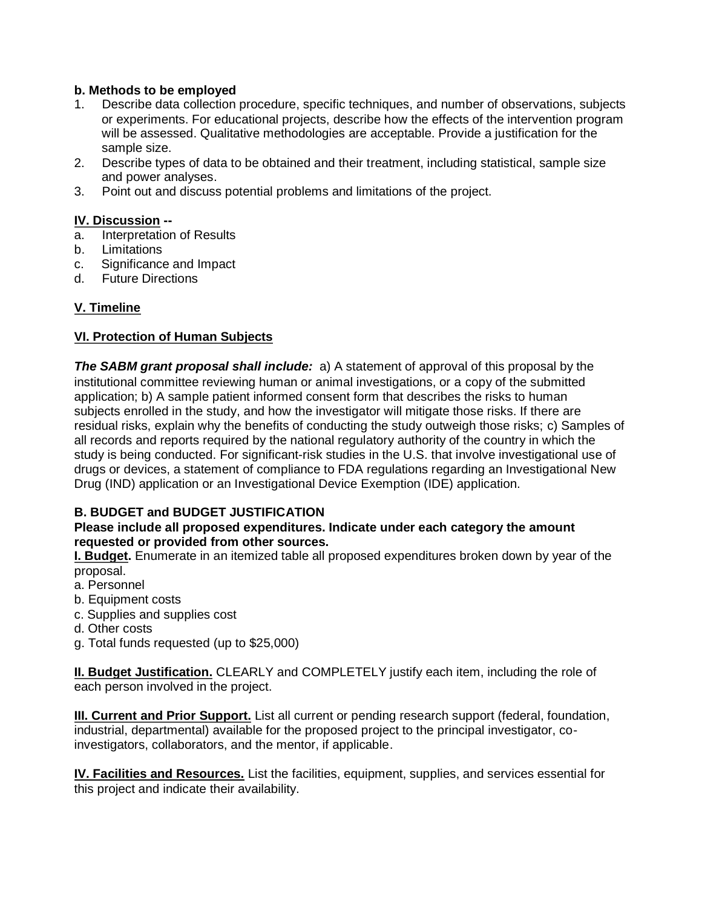**b. Methods to be employed**

1. Describe data collection procedure, specific techniques, and number of observations, subjects or experiments. For educational projects, describe how the effects of the intervention program will be assessed. Qualitative methodologies are acceptable. Provide a justification for the sample size.
2. Describe types of data to be obtained and their treatment, including statistical, sample size and power analyses.
3. Point out and discuss potential problems and limitations of the project.

**IV. Discussion --**

a. Interpretation of Results
b. Limitations
c. Significance and Impact
d. Future Directions

**V. Timeline**

**VI. Protection of Human Subjects**

***The SABM grant proposal shall include:*** a) A statement of approval of this proposal by the institutional committee reviewing human or animal investigations, or a copy of the submitted application; b) A sample patient informed consent form that describes the risks to human subjects enrolled in the study, and how the investigator will mitigate those risks. If there are residual risks, explain why the benefits of conducting the study outweigh those risks; c) Samples of all records and reports required by the national regulatory authority of the country in which the study is being conducted. For significant-risk studies in the U.S. that involve investigational use of drugs or devices, a statement of compliance to FDA regulations regarding an Investigational New Drug (IND) application or an Investigational Device Exemption (IDE) application.

**B. BUDGET and BUDGET JUSTIFICATION**

**Please include all proposed expenditures. Indicate under each category the amount requested or provided from other sources.**

**I. Budget.** Enumerate in an itemized table all proposed expenditures broken down by year of the proposal.

a. Personnel
b. Equipment costs
c. Supplies and supplies cost
d. Other costs
g. Total funds requested (up to $25,000)

**II. Budget Justification.** CLEARLY and COMPLETELY justify each item, including the role of each person involved in the project.

**III. Current and Prior Support.** List all current or pending research support (federal, foundation, industrial, departmental) available for the proposed project to the principal investigator, co-investigators, collaborators, and the mentor, if applicable.

**IV. Facilities and Resources.** List the facilities, equipment, supplies, and services essential for this project and indicate their availability.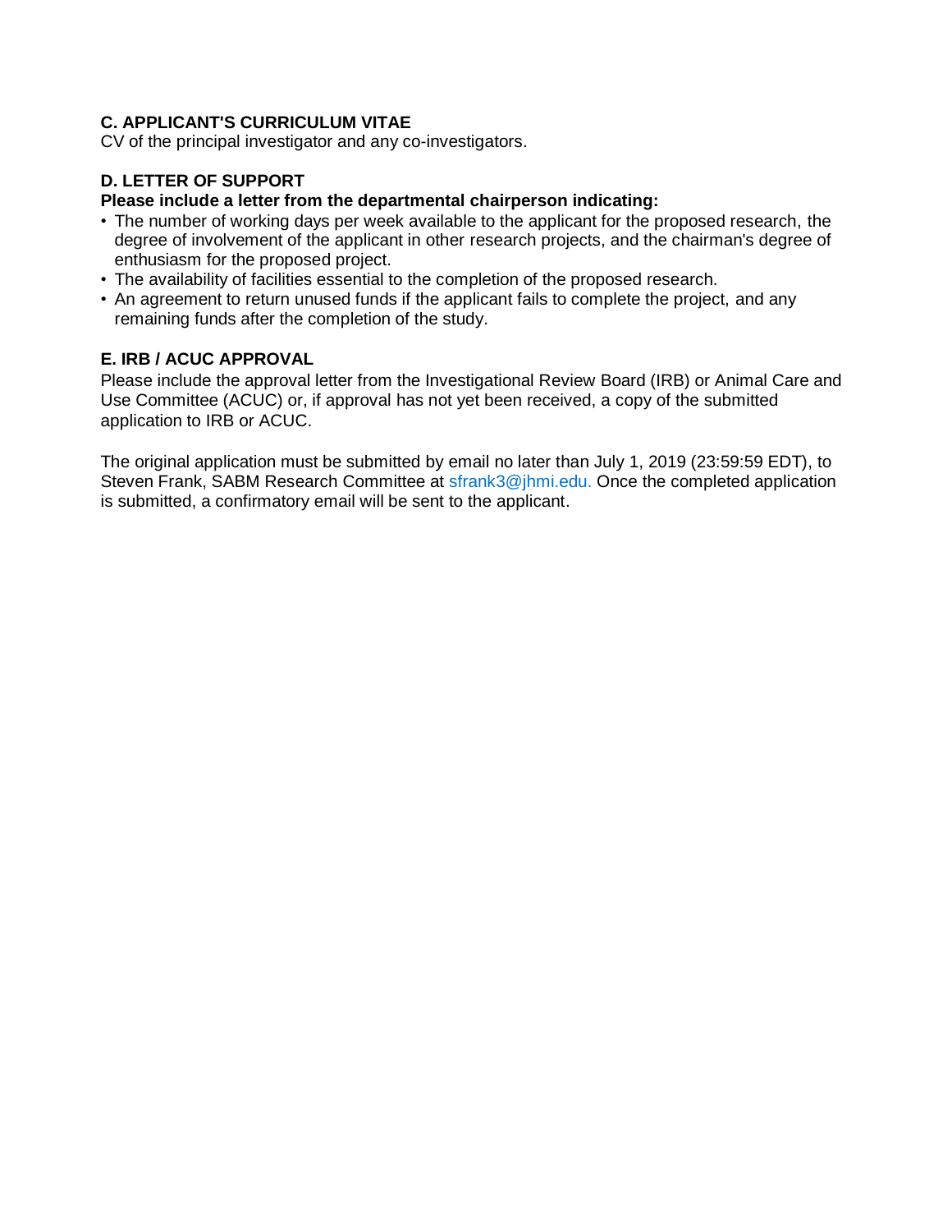**C. APPLICANT'S CURRICULUM VITAE**

CV of the principal investigator and any co-investigators.

**D. LETTER OF SUPPORT**

**Please include a letter from the departmental chairperson indicating:**

- The number of working days per week available to the applicant for the proposed research, the degree of involvement of the applicant in other research projects, and the chairman's degree of enthusiasm for the proposed project.
- The availability of facilities essential to the completion of the proposed research.
- An agreement to return unused funds if the applicant fails to complete the project, and any remaining funds after the completion of the study.

**E. IRB / ACUC APPROVAL**

Please include the approval letter from the Investigational Review Board (IRB) or Animal Care and Use Committee (ACUC) or, if approval has not yet been received, a copy of the submitted application to IRB or ACUC.

The original application must be submitted by email no later than July 1, 2019 (23:59:59 EDT), to Steven Frank, SABM Research Committee at sfrank3@jhmi.edu. Once the completed application is submitted, a confirmatory email will be sent to the applicant.